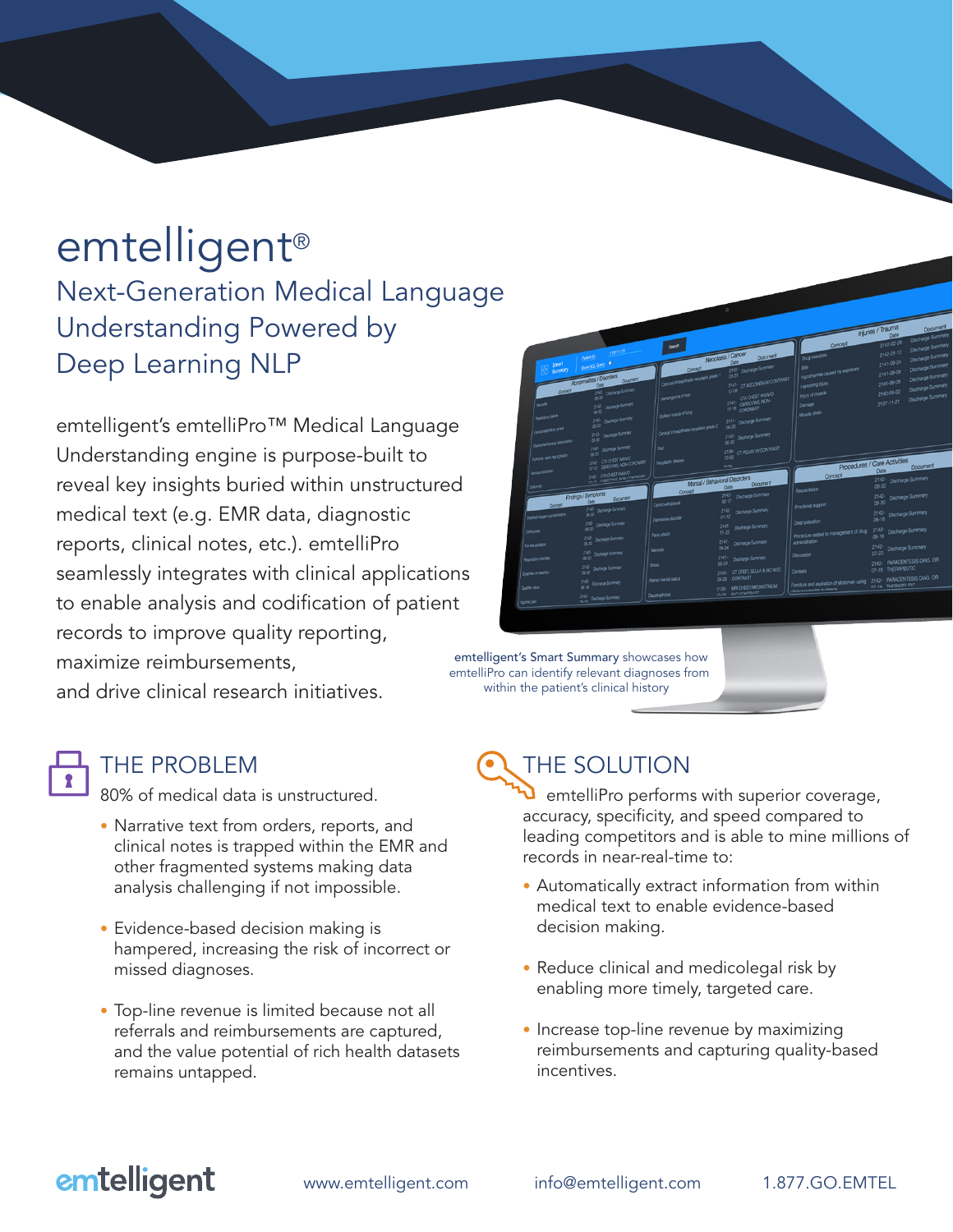# emtelligent®

## Next-Generation Medical Language Understanding Powered by Deep Learning NLP

emtelligent's emtelliPro™ Medical Language Understanding engine is purpose-built to reveal key insights buried within unstructured medical text (e.g. EMR data, diagnostic reports, clinical notes, etc.). emtelliPro seamlessly integrates with clinical applications to enable analysis and codification of patient records to improve quality reporting, maximize reimbursements, and drive clinical research initiatives.

emtelligent's **Smart Summary** showcases how emtelliPro can identify relevant diagnoses from within the patient's clinical history

## THE PROBLEM

80% of medical data is unstructured.

- Narrative text from orders, reports, and clinical notes is trapped within the EMR and other fragmented systems making data analysis challenging if not impossible.
- Evidence-based decision making is hampered, increasing the risk of incorrect or missed diagnoses.
- Top-line revenue is limited because not all referrals and reimbursements are captured, and the value potential of rich health datasets remains untapped.

## THE SOLUTION

emtelliPro performs with superior coverage, accuracy, specificity, and speed compared to leading competitors and is able to mine millions of records in near-real-time to:

- Automatically extract information from within medical text to enable evidence-based decision making.
- Reduce clinical and medicolegal risk by enabling more timely, targeted care.
- Increase top-line revenue by maximizing reimbursements and capturing quality-based incentives.

emtelligent www.emtelligent.com info@emtelligent.com 1.877.GO.EMTEL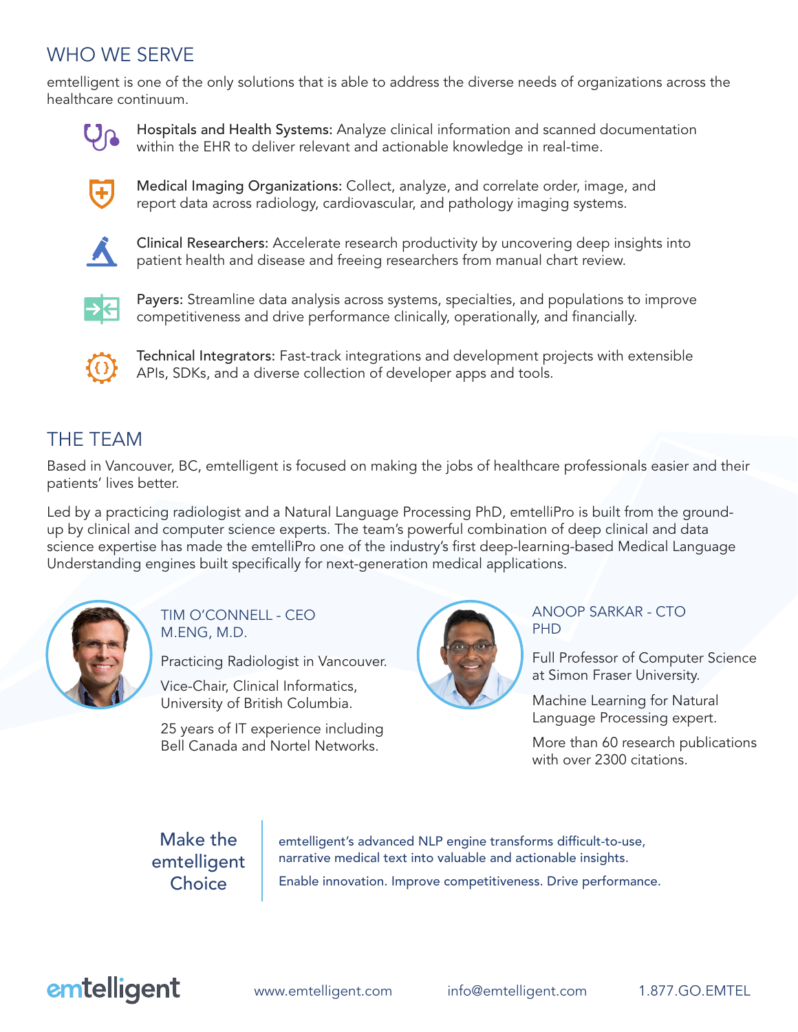## WHO WE SERVE

emtelligent is one of the only solutions that is able to address the diverse needs of organizations across the healthcare continuum.

- **Hospitals and Health Systems:** Analyze clinical information and scanned documentation within the EHR to deliver relevant and actionable knowledge in real-time.
- **Medical Imaging Organizations:** Collect, analyze, and correlate order, image, and report data across radiology, cardiovascular, and pathology imaging systems.
- **Clinical Researchers:** Accelerate research productivity by uncovering deep insights into patient health and disease and freeing researchers from manual chart review.
- **Payers:** Streamline data analysis across systems, specialties, and populations to improve competitiveness and drive performance clinically, operationally, and financially.
- **Technical Integrators:** Fast-track integrations and development projects with extensible APIs, SDKs, and a diverse collection of developer apps and tools.

## THE TEAM

Based in Vancouver, BC, emtelligent is focused on making the jobs of healthcare professionals easier and their patients' lives better.

Led by a practicing radiologist and a Natural Language Processing PhD, emtelliPro is built from the ground-up by clinical and computer science experts. The team's powerful combination of deep clinical and data science expertise has made the emtelliPro one of the industry's first deep-learning-based Medical Language Understanding engines built specifically for next-generation medical applications.

### TIM O'CONNELL - CEO
### M.ENG, M.D.

Practicing Radiologist in Vancouver.

Vice-Chair, Clinical Informatics, University of British Columbia.

25 years of IT experience including Bell Canada and Nortel Networks.

### ANOOP SARKAR - CTO
### PHD

Full Professor of Computer Science at Simon Fraser University.

Machine Learning for Natural Language Processing expert.

More than 60 research publications with over 2300 citations.

**Make the emtelligent Choice**

emtelligent's advanced NLP engine transforms difficult-to-use, narrative medical text into valuable and actionable insights.

Enable innovation. Improve competitiveness. Drive performance.

emtelligent www.emtelligent.com info@emtelligent.com 1.877.GO.EMTEL